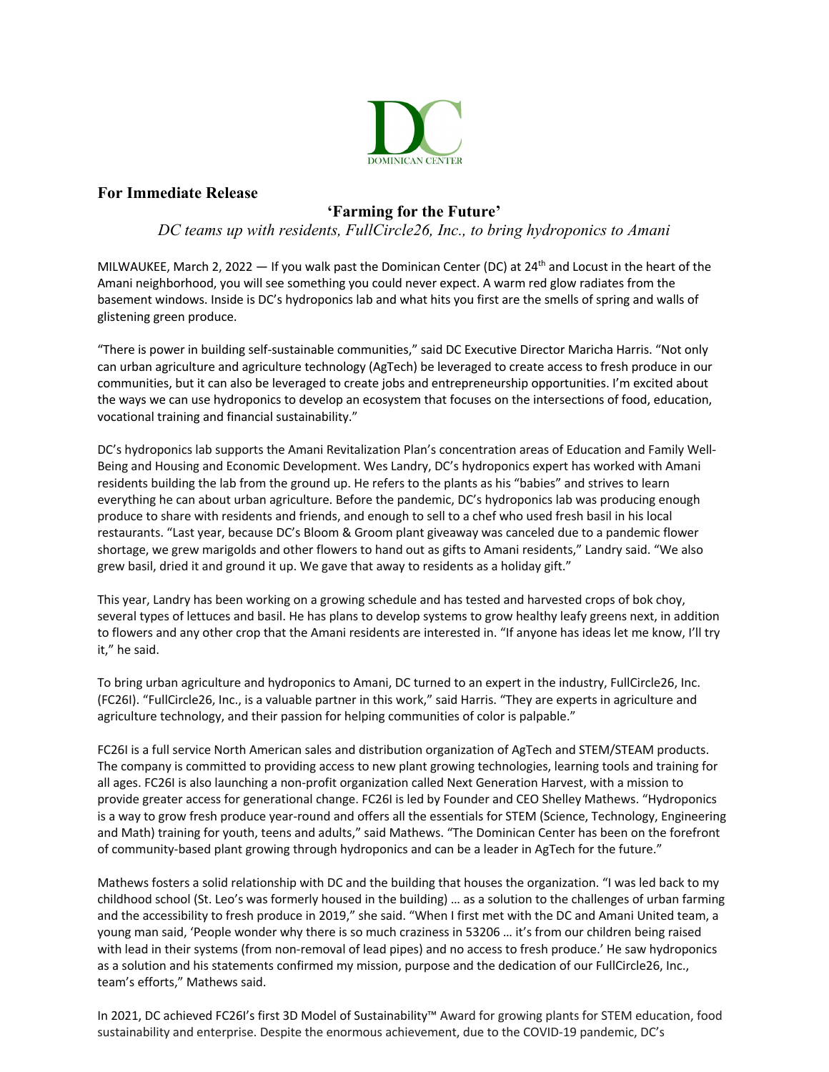DOMINICAN CENTER

**For Immediate Release**

## ‘Farming for the Future’

*DC teams up with residents, FullCircle26, Inc., to bring hydroponics to Amani*

MILWAUKEE, March 2, 2022 — If you walk past the Dominican Center (DC) at 24th and Locust in the heart of the Amani neighborhood, you will see something you could never expect. A warm red glow radiates from the basement windows. Inside is DC’s hydroponics lab and what hits you first are the smells of spring and walls of glistening green produce.

“There is power in building self-sustainable communities,” said DC Executive Director Maricha Harris. “Not only can urban agriculture and agriculture technology (AgTech) be leveraged to create access to fresh produce in our communities, but it can also be leveraged to create jobs and entrepreneurship opportunities. I’m excited about the ways we can use hydroponics to develop an ecosystem that focuses on the intersections of food, education, vocational training and financial sustainability.”

DC’s hydroponics lab supports the Amani Revitalization Plan’s concentration areas of Education and Family Well-Being and Housing and Economic Development. Wes Landry, DC’s hydroponics expert has worked with Amani residents building the lab from the ground up. He refers to the plants as his “babies” and strives to learn everything he can about urban agriculture. Before the pandemic, DC’s hydroponics lab was producing enough produce to share with residents and friends, and enough to sell to a chef who used fresh basil in his local restaurants. “Last year, because DC’s Bloom & Groom plant giveaway was canceled due to a pandemic flower shortage, we grew marigolds and other flowers to hand out as gifts to Amani residents,” Landry said. “We also grew basil, dried it and ground it up. We gave that away to residents as a holiday gift.”

This year, Landry has been working on a growing schedule and has tested and harvested crops of bok choy, several types of lettuces and basil. He has plans to develop systems to grow healthy leafy greens next, in addition to flowers and any other crop that the Amani residents are interested in. “If anyone has ideas let me know, I’ll try it,” he said.

To bring urban agriculture and hydroponics to Amani, DC turned to an expert in the industry, FullCircle26, Inc. (FC26I). “FullCircle26, Inc., is a valuable partner in this work,” said Harris. “They are experts in agriculture and agriculture technology, and their passion for helping communities of color is palpable.”

FC26I is a full service North American sales and distribution organization of AgTech and STEM/STEAM products. The company is committed to providing access to new plant growing technologies, learning tools and training for all ages. FC26I is also launching a non-profit organization called Next Generation Harvest, with a mission to provide greater access for generational change. FC26I is led by Founder and CEO Shelley Mathews. “Hydroponics is a way to grow fresh produce year-round and offers all the essentials for STEM (Science, Technology, Engineering and Math) training for youth, teens and adults,” said Mathews. “The Dominican Center has been on the forefront of community-based plant growing through hydroponics and can be a leader in AgTech for the future.”

Mathews fosters a solid relationship with DC and the building that houses the organization. “I was led back to my childhood school (St. Leo’s was formerly housed in the building) … as a solution to the challenges of urban farming and the accessibility to fresh produce in 2019,” she said. “When I first met with the DC and Amani United team, a young man said, ‘People wonder why there is so much craziness in 53206 … it’s from our children being raised with lead in their systems (from non-removal of lead pipes) and no access to fresh produce.’ He saw hydroponics as a solution and his statements confirmed my mission, purpose and the dedication of our FullCircle26, Inc., team’s efforts,” Mathews said.

In 2021, DC achieved FC26I’s first 3D Model of Sustainability™ Award for growing plants for STEM education, food sustainability and enterprise. Despite the enormous achievement, due to the COVID-19 pandemic, DC’s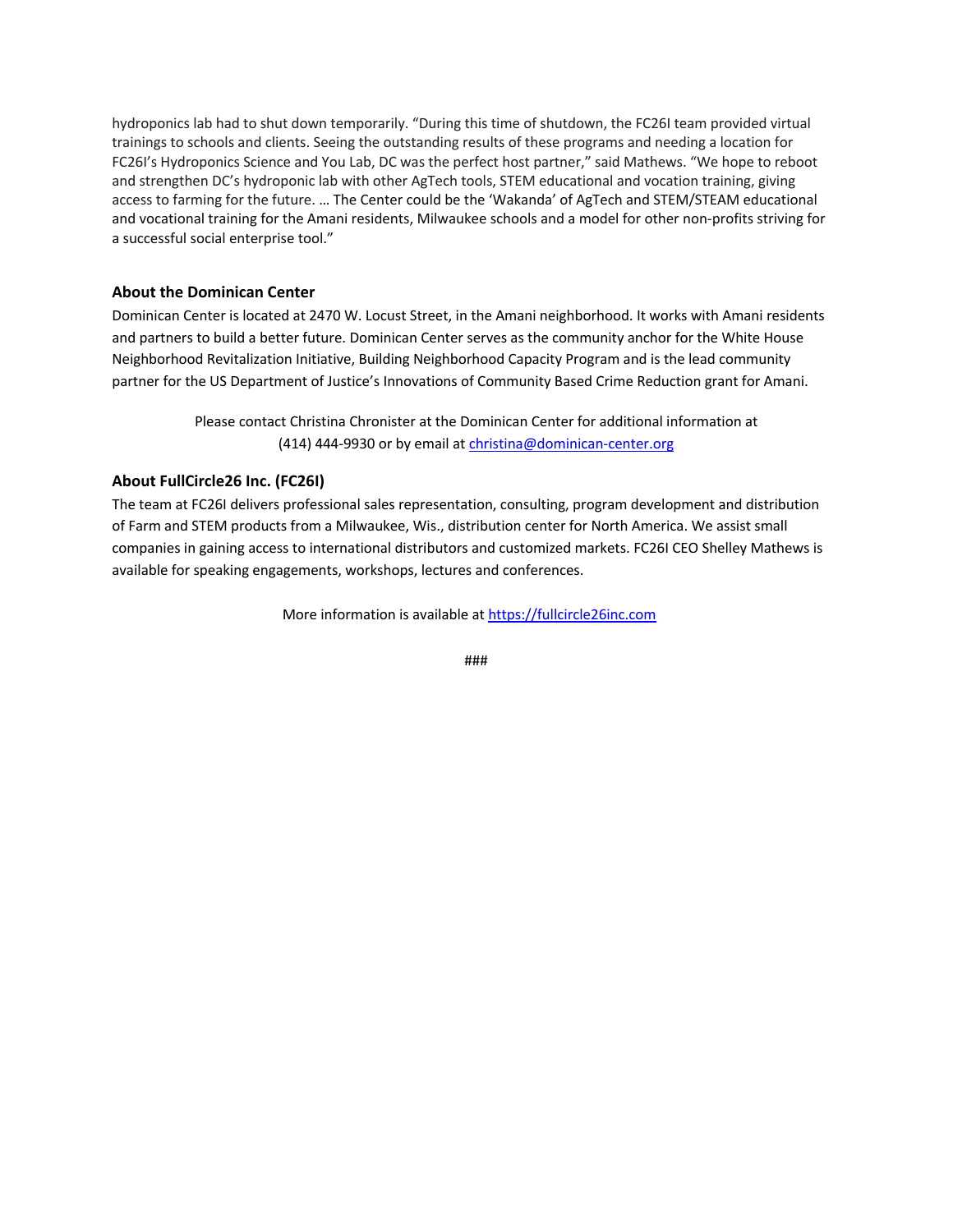hydroponics lab had to shut down temporarily. "During this time of shutdown, the FC26I team provided virtual trainings to schools and clients. Seeing the outstanding results of these programs and needing a location for FC26I's Hydroponics Science and You Lab, DC was the perfect host partner," said Mathews. "We hope to reboot and strengthen DC's hydroponic lab with other AgTech tools, STEM educational and vocation training, giving access to farming for the future. … The Center could be the 'Wakanda' of AgTech and STEM/STEAM educational and vocational training for the Amani residents, Milwaukee schools and a model for other non-profits striving for a successful social enterprise tool."

### About the Dominican Center

Dominican Center is located at 2470 W. Locust Street, in the Amani neighborhood. It works with Amani residents and partners to build a better future. Dominican Center serves as the community anchor for the White House Neighborhood Revitalization Initiative, Building Neighborhood Capacity Program and is the lead community partner for the US Department of Justice's Innovations of Community Based Crime Reduction grant for Amani.

Please contact Christina Chronister at the Dominican Center for additional information at (414) 444-9930 or by email at christina@dominican-center.org

### About FullCircle26 Inc. (FC26I)

The team at FC26I delivers professional sales representation, consulting, program development and distribution of Farm and STEM products from a Milwaukee, Wis., distribution center for North America. We assist small companies in gaining access to international distributors and customized markets. FC26I CEO Shelley Mathews is available for speaking engagements, workshops, lectures and conferences.

More information is available at https://fullcircle26inc.com

###